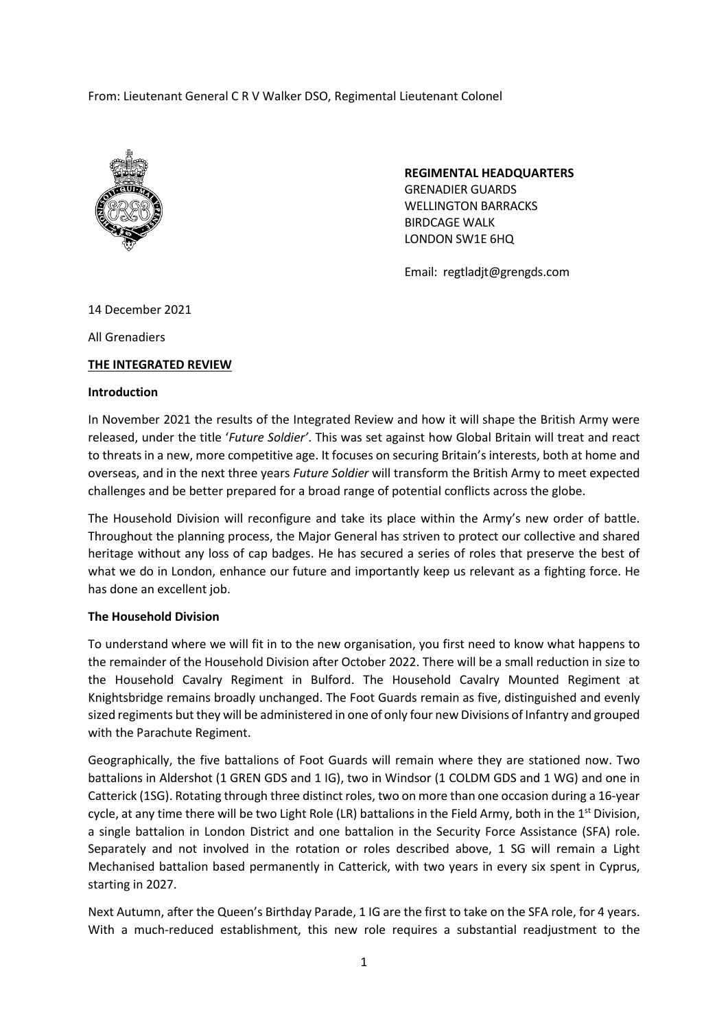From: Lieutenant General C R V Walker DSO, Regimental Lieutenant Colonel

**REGIMENTAL HEADQUARTERS**
GRENADIER GUARDS
WELLINGTON BARRACKS
BIRDCAGE WALK
LONDON SW1E 6HQ

Email: regtladjt@grengds.com

14 December 2021

All Grenadiers

**THE INTEGRATED REVIEW**

**Introduction**

In November 2021 the results of the Integrated Review and how it will shape the British Army were released, under the title '*Future Soldier'*. This was set against how Global Britain will treat and react to threats in a new, more competitive age. It focuses on securing Britain's interests, both at home and overseas, and in the next three years *Future Soldier* will transform the British Army to meet expected challenges and be better prepared for a broad range of potential conflicts across the globe.

The Household Division will reconfigure and take its place within the Army's new order of battle. Throughout the planning process, the Major General has striven to protect our collective and shared heritage without any loss of cap badges. He has secured a series of roles that preserve the best of what we do in London, enhance our future and importantly keep us relevant as a fighting force. He has done an excellent job.

**The Household Division**

To understand where we will fit in to the new organisation, you first need to know what happens to the remainder of the Household Division after October 2022. There will be a small reduction in size to the Household Cavalry Regiment in Bulford. The Household Cavalry Mounted Regiment at Knightsbridge remains broadly unchanged. The Foot Guards remain as five, distinguished and evenly sized regiments but they will be administered in one of only four new Divisions of Infantry and grouped with the Parachute Regiment.

Geographically, the five battalions of Foot Guards will remain where they are stationed now. Two battalions in Aldershot (1 GREN GDS and 1 IG), two in Windsor (1 COLDM GDS and 1 WG) and one in Catterick (1SG). Rotating through three distinct roles, two on more than one occasion during a 16-year cycle, at any time there will be two Light Role (LR) battalions in the Field Army, both in the 1st Division, a single battalion in London District and one battalion in the Security Force Assistance (SFA) role. Separately and not involved in the rotation or roles described above, 1 SG will remain a Light Mechanised battalion based permanently in Catterick, with two years in every six spent in Cyprus, starting in 2027.

Next Autumn, after the Queen's Birthday Parade, 1 IG are the first to take on the SFA role, for 4 years. With a much-reduced establishment, this new role requires a substantial readjustment to the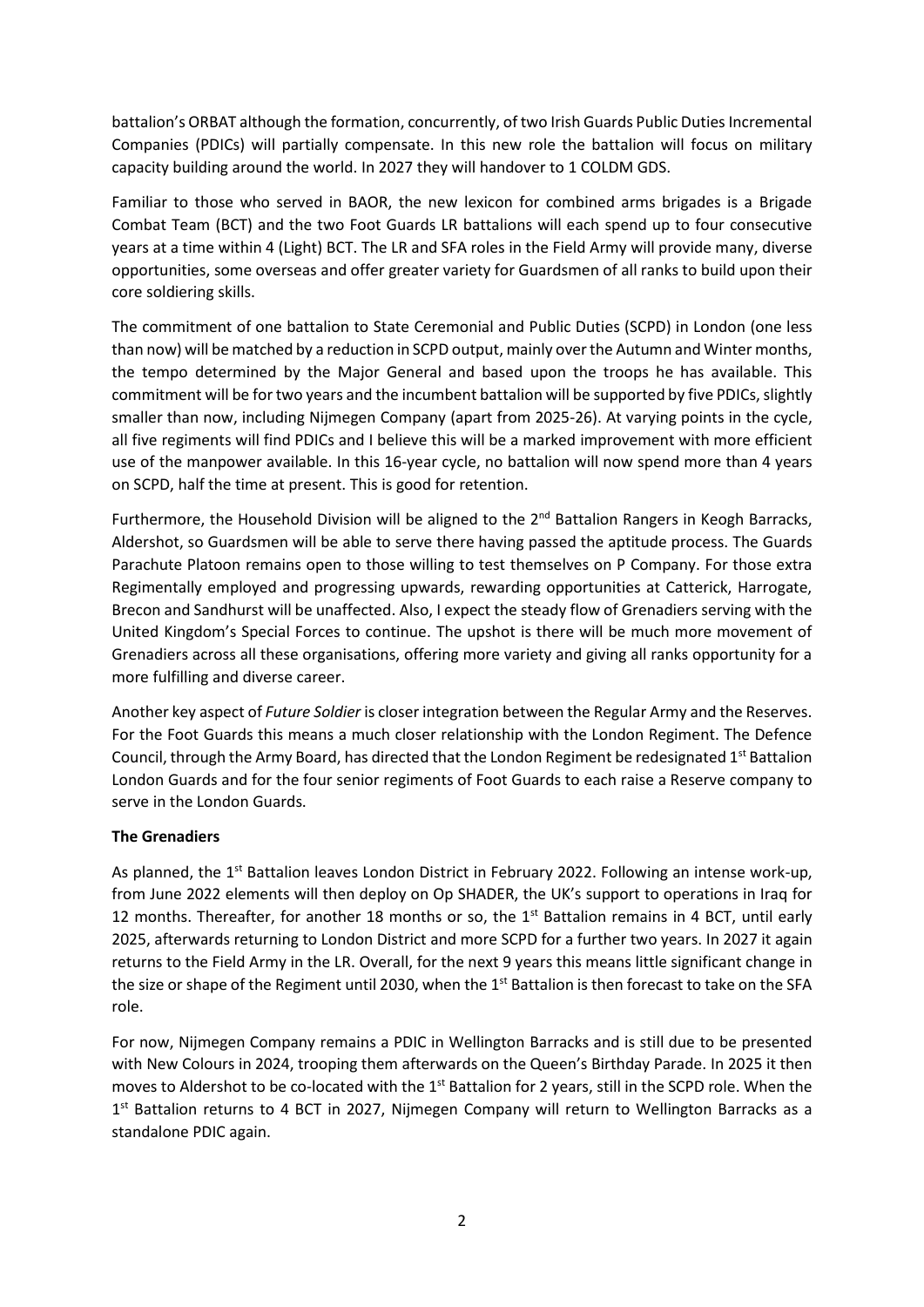battalion's ORBAT although the formation, concurrently, of two Irish Guards Public Duties Incremental Companies (PDICs) will partially compensate. In this new role the battalion will focus on military capacity building around the world. In 2027 they will handover to 1 COLDM GDS.

Familiar to those who served in BAOR, the new lexicon for combined arms brigades is a Brigade Combat Team (BCT) and the two Foot Guards LR battalions will each spend up to four consecutive years at a time within 4 (Light) BCT. The LR and SFA roles in the Field Army will provide many, diverse opportunities, some overseas and offer greater variety for Guardsmen of all ranks to build upon their core soldiering skills.

The commitment of one battalion to State Ceremonial and Public Duties (SCPD) in London (one less than now) will be matched by a reduction in SCPD output, mainly over the Autumn and Winter months, the tempo determined by the Major General and based upon the troops he has available. This commitment will be for two years and the incumbent battalion will be supported by five PDICs, slightly smaller than now, including Nijmegen Company (apart from 2025-26). At varying points in the cycle, all five regiments will find PDICs and I believe this will be a marked improvement with more efficient use of the manpower available. In this 16-year cycle, no battalion will now spend more than 4 years on SCPD, half the time at present. This is good for retention.

Furthermore, the Household Division will be aligned to the 2nd Battalion Rangers in Keogh Barracks, Aldershot, so Guardsmen will be able to serve there having passed the aptitude process. The Guards Parachute Platoon remains open to those willing to test themselves on P Company. For those extra Regimentally employed and progressing upwards, rewarding opportunities at Catterick, Harrogate, Brecon and Sandhurst will be unaffected. Also, I expect the steady flow of Grenadiers serving with the United Kingdom's Special Forces to continue. The upshot is there will be much more movement of Grenadiers across all these organisations, offering more variety and giving all ranks opportunity for a more fulfilling and diverse career.

Another key aspect of *Future Soldier* is closer integration between the Regular Army and the Reserves. For the Foot Guards this means a much closer relationship with the London Regiment. The Defence Council, through the Army Board, has directed that the London Regiment be redesignated 1st Battalion London Guards and for the four senior regiments of Foot Guards to each raise a Reserve company to serve in the London Guards.

**The Grenadiers**

As planned, the 1st Battalion leaves London District in February 2022. Following an intense work-up, from June 2022 elements will then deploy on Op SHADER, the UK's support to operations in Iraq for 12 months. Thereafter, for another 18 months or so, the 1st Battalion remains in 4 BCT, until early 2025, afterwards returning to London District and more SCPD for a further two years. In 2027 it again returns to the Field Army in the LR. Overall, for the next 9 years this means little significant change in the size or shape of the Regiment until 2030, when the 1st Battalion is then forecast to take on the SFA role.

For now, Nijmegen Company remains a PDIC in Wellington Barracks and is still due to be presented with New Colours in 2024, trooping them afterwards on the Queen's Birthday Parade. In 2025 it then moves to Aldershot to be co-located with the 1st Battalion for 2 years, still in the SCPD role. When the 1st Battalion returns to 4 BCT in 2027, Nijmegen Company will return to Wellington Barracks as a standalone PDIC again.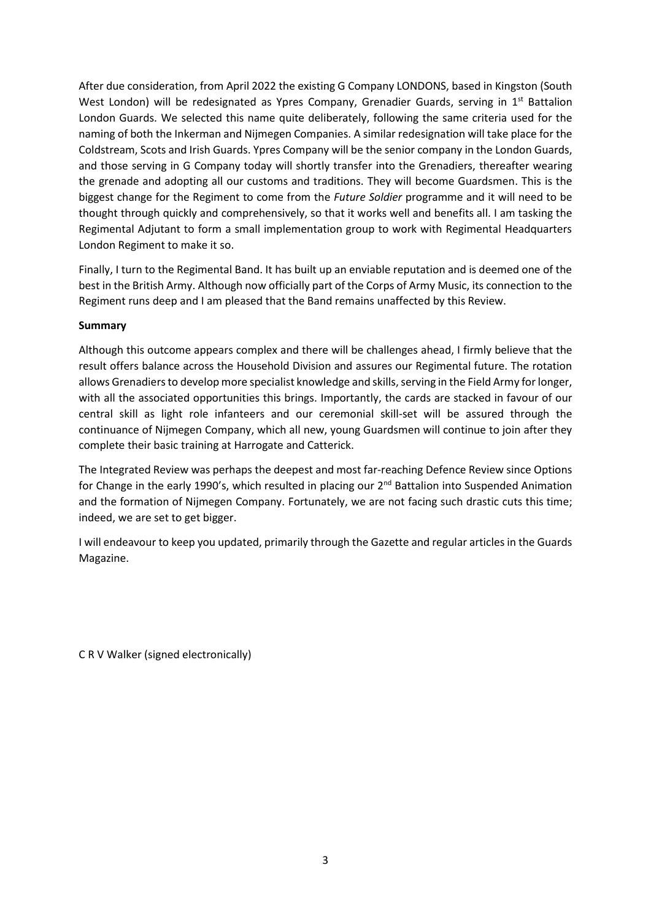After due consideration, from April 2022 the existing G Company LONDONS, based in Kingston (South West London) will be redesignated as Ypres Company, Grenadier Guards, serving in 1st Battalion London Guards. We selected this name quite deliberately, following the same criteria used for the naming of both the Inkerman and Nijmegen Companies. A similar redesignation will take place for the Coldstream, Scots and Irish Guards. Ypres Company will be the senior company in the London Guards, and those serving in G Company today will shortly transfer into the Grenadiers, thereafter wearing the grenade and adopting all our customs and traditions. They will become Guardsmen. This is the biggest change for the Regiment to come from the *Future Soldier* programme and it will need to be thought through quickly and comprehensively, so that it works well and benefits all. I am tasking the Regimental Adjutant to form a small implementation group to work with Regimental Headquarters London Regiment to make it so.

Finally, I turn to the Regimental Band. It has built up an enviable reputation and is deemed one of the best in the British Army. Although now officially part of the Corps of Army Music, its connection to the Regiment runs deep and I am pleased that the Band remains unaffected by this Review.

**Summary**

Although this outcome appears complex and there will be challenges ahead, I firmly believe that the result offers balance across the Household Division and assures our Regimental future. The rotation allows Grenadiers to develop more specialist knowledge and skills, serving in the Field Army for longer, with all the associated opportunities this brings. Importantly, the cards are stacked in favour of our central skill as light role infanteers and our ceremonial skill-set will be assured through the continuance of Nijmegen Company, which all new, young Guardsmen will continue to join after they complete their basic training at Harrogate and Catterick.

The Integrated Review was perhaps the deepest and most far-reaching Defence Review since Options for Change in the early 1990's, which resulted in placing our 2nd Battalion into Suspended Animation and the formation of Nijmegen Company. Fortunately, we are not facing such drastic cuts this time; indeed, we are set to get bigger.

I will endeavour to keep you updated, primarily through the Gazette and regular articles in the Guards Magazine.

C R V Walker (signed electronically)